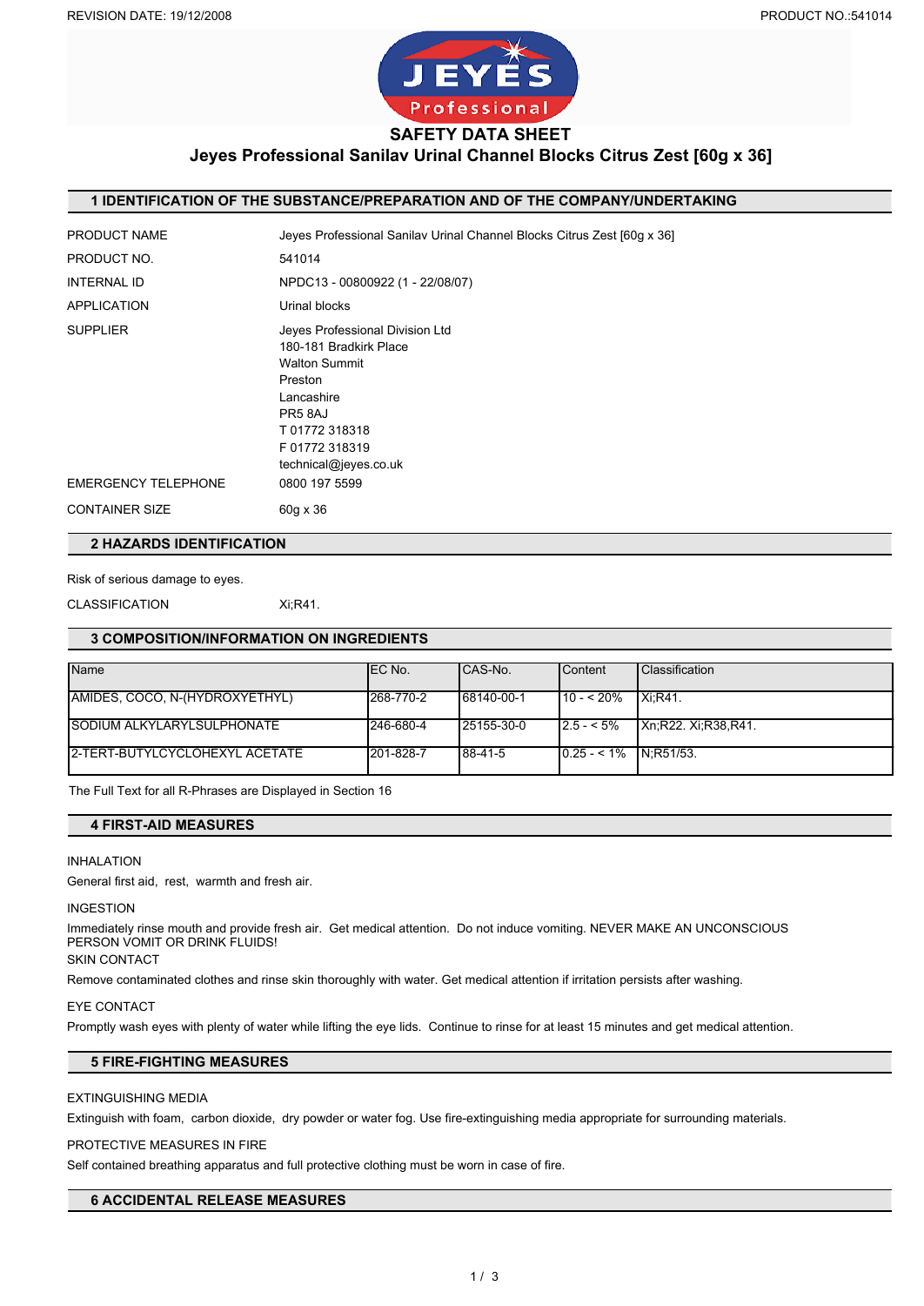# SAFETY DATA SHEET

## Jeyes Professional Sanilav Urinal Channel Blocks Citrus Zest [60g x 36]

## 1 IDENTIFICATION OF THE SUBSTANCE/PREPARATION AND OF THE COMPANY/UNDERTAKING

PRODUCT NAME: Jeyes Professional Sanilav Urinal Channel Blocks Citrus Zest [60g x 36]

PRODUCT NO.: 541014

INTERNAL ID: NPDC13 - 00800922 (1 - 22/08/07)

APPLICATION: Urinal blocks

SUPPLIER:
Jeyes Professional Division Ltd
180-181 Bradkirk Place
Walton Summit
Preston
Lancashire
PR5 8AJ
T 01772 318318
F 01772 318319
technical@jeyes.co.uk

EMERGENCY TELEPHONE: 0800 197 5599

CONTAINER SIZE: 60g x 36

## 2 HAZARDS IDENTIFICATION

Risk of serious damage to eyes.

CLASSIFICATION: Xi;R41.

## 3 COMPOSITION/INFORMATION ON INGREDIENTS

| Name | EC No. | CAS-No. | Content | Classification |
|---|---|---|---|---|
| AMIDES, COCO, N-(HYDROXYETHYL) | 268-770-2 | 68140-00-1 | 10 - < 20% | Xi;R41. |
| SODIUM ALKYLARYLSULPHONATE | 246-680-4 | 25155-30-0 | 2.5 - < 5% | Xn;R22. Xi;R38,R41. |
| 2-TERT-BUTYLCYCLOHEXYL ACETATE | 201-828-7 | 88-41-5 | 0.25 - < 1% | N;R51/53. |

The Full Text for all R-Phrases are Displayed in Section 16

## 4 FIRST-AID MEASURES

INHALATION

General first aid, rest, warmth and fresh air.

INGESTION

Immediately rinse mouth and provide fresh air. Get medical attention. Do not induce vomiting. NEVER MAKE AN UNCONSCIOUS PERSON VOMIT OR DRINK FLUIDS!

SKIN CONTACT

Remove contaminated clothes and rinse skin thoroughly with water. Get medical attention if irritation persists after washing.

EYE CONTACT

Promptly wash eyes with plenty of water while lifting the eye lids. Continue to rinse for at least 15 minutes and get medical attention.

## 5 FIRE-FIGHTING MEASURES

EXTINGUISHING MEDIA

Extinguish with foam, carbon dioxide, dry powder or water fog. Use fire-extinguishing media appropriate for surrounding materials.

PROTECTIVE MEASURES IN FIRE

Self contained breathing apparatus and full protective clothing must be worn in case of fire.

## 6 ACCIDENTAL RELEASE MEASURES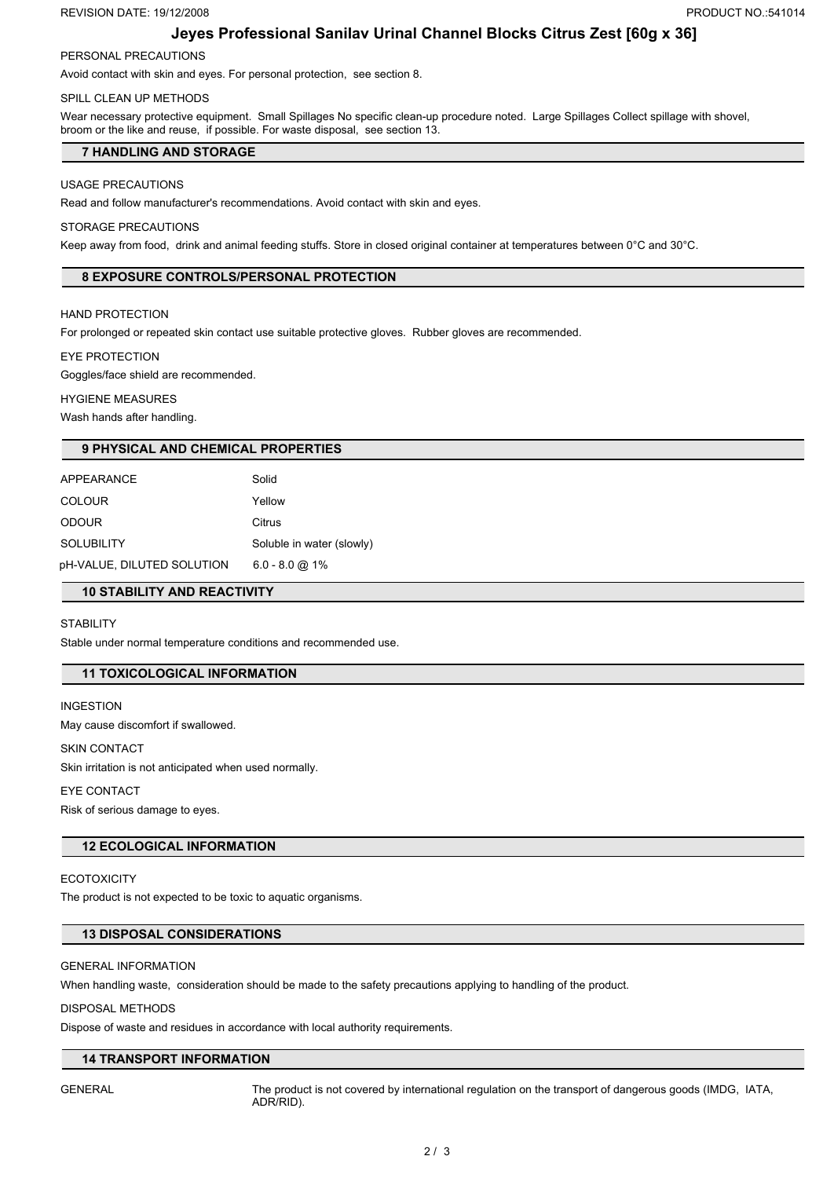PERSONAL PRECAUTIONS

Avoid contact with skin and eyes. For personal protection, see section 8.

SPILL CLEAN UP METHODS

Wear necessary protective equipment. Small Spillages No specific clean-up procedure noted. Large Spillages Collect spillage with shovel, broom or the like and reuse, if possible. For waste disposal, see section 13.

## 7 HANDLING AND STORAGE

USAGE PRECAUTIONS

Read and follow manufacturer's recommendations. Avoid contact with skin and eyes.

STORAGE PRECAUTIONS

Keep away from food, drink and animal feeding stuffs. Store in closed original container at temperatures between 0°C and 30°C.

## 8 EXPOSURE CONTROLS/PERSONAL PROTECTION

HAND PROTECTION

For prolonged or repeated skin contact use suitable protective gloves. Rubber gloves are recommended.

EYE PROTECTION

Goggles/face shield are recommended.

HYGIENE MEASURES

Wash hands after handling.

## 9 PHYSICAL AND CHEMICAL PROPERTIES

| | |
|---|---|
| APPEARANCE | Solid |
| COLOUR | Yellow |
| ODOUR | Citrus |
| SOLUBILITY | Soluble in water (slowly) |
| pH-VALUE, DILUTED SOLUTION | 6.0 - 8.0 @ 1% |

## 10 STABILITY AND REACTIVITY

STABILITY

Stable under normal temperature conditions and recommended use.

## 11 TOXICOLOGICAL INFORMATION

INGESTION

May cause discomfort if swallowed.

SKIN CONTACT

Skin irritation is not anticipated when used normally.

EYE CONTACT

Risk of serious damage to eyes.

## 12 ECOLOGICAL INFORMATION

ECOTOXICITY

The product is not expected to be toxic to aquatic organisms.

## 13 DISPOSAL CONSIDERATIONS

GENERAL INFORMATION

When handling waste, consideration should be made to the safety precautions applying to handling of the product.

DISPOSAL METHODS

Dispose of waste and residues in accordance with local authority requirements.

## 14 TRANSPORT INFORMATION

| | |
|---|---|
| GENERAL | The product is not covered by international regulation on the transport of dangerous goods (IMDG, IATA, ADR/RID). |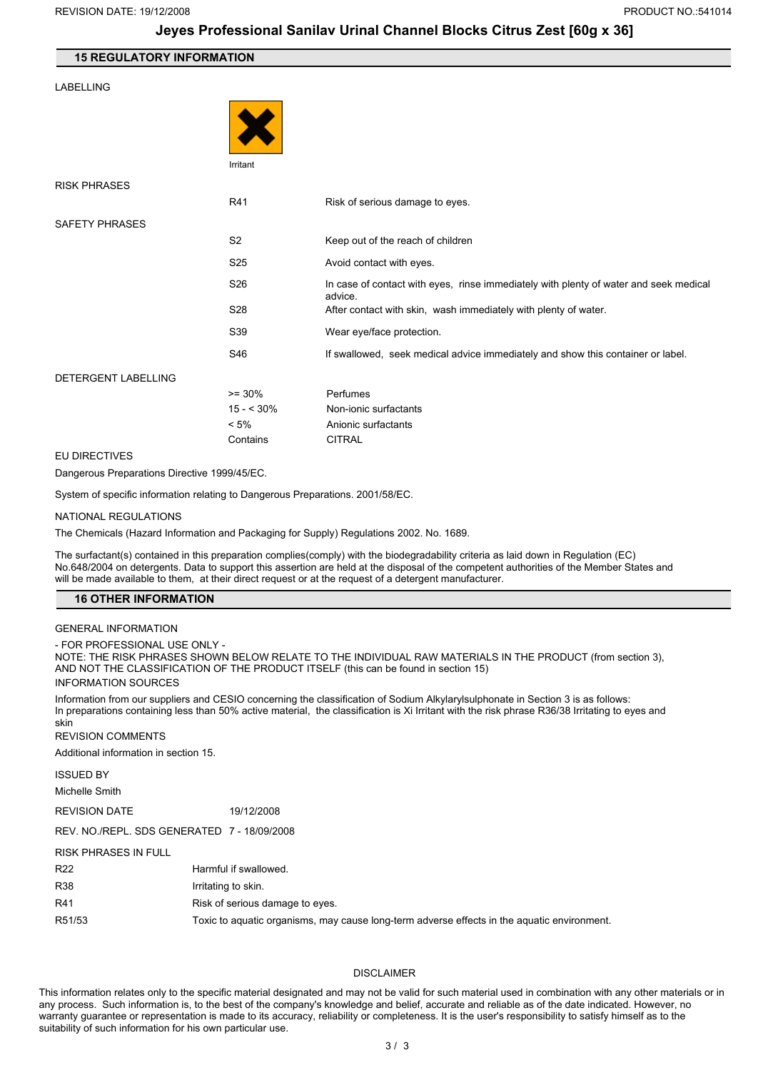## 15 REGULATORY INFORMATION

LABELLING

Irritant

RISK PHRASES

| | |
|---|---|
| R41 | Risk of serious damage to eyes. |

SAFETY PHRASES

| | |
|---|---|
| S2 | Keep out of the reach of children |
| S25 | Avoid contact with eyes. |
| S26 | In case of contact with eyes, rinse immediately with plenty of water and seek medical advice. |
| S28 | After contact with skin, wash immediately with plenty of water. |
| S39 | Wear eye/face protection. |
| S46 | If swallowed, seek medical advice immediately and show this container or label. |

DETERGENT LABELLING

| | |
|---|---|
| >= 30% | Perfumes |
| 15 - < 30% | Non-ionic surfactants |
| < 5% | Anionic surfactants |
| Contains | CITRAL |

EU DIRECTIVES

Dangerous Preparations Directive 1999/45/EC.

System of specific information relating to Dangerous Preparations. 2001/58/EC.

NATIONAL REGULATIONS

The Chemicals (Hazard Information and Packaging for Supply) Regulations 2002. No. 1689.

The surfactant(s) contained in this preparation complies(comply) with the biodegradability criteria as laid down in Regulation (EC) No.648/2004 on detergents. Data to support this assertion are held at the disposal of the competent authorities of the Member States and will be made available to them, at their direct request or at the request of a detergent manufacturer.

## 16 OTHER INFORMATION

GENERAL INFORMATION

- FOR PROFESSIONAL USE ONLY -
NOTE: THE RISK PHRASES SHOWN BELOW RELATE TO THE INDIVIDUAL RAW MATERIALS IN THE PRODUCT (from section 3), AND NOT THE CLASSIFICATION OF THE PRODUCT ITSELF (this can be found in section 15)

INFORMATION SOURCES

Information from our suppliers and CESIO concerning the classification of Sodium Alkylarylsulphonate in Section 3 is as follows:
In preparations containing less than 50% active material, the classification is Xi Irritant with the risk phrase R36/38 Irritating to eyes and skin

REVISION COMMENTS

Additional information in section 15.

ISSUED BY

Michelle Smith

REVISION DATE 19/12/2008

REV. NO./REPL. SDS GENERATED 7 - 18/09/2008

RISK PHRASES IN FULL

| | |
|---|---|
| R22 | Harmful if swallowed. |
| R38 | Irritating to skin. |
| R41 | Risk of serious damage to eyes. |
| R51/53 | Toxic to aquatic organisms, may cause long-term adverse effects in the aquatic environment. |

DISCLAIMER

This information relates only to the specific material designated and may not be valid for such material used in combination with any other materials or in any process. Such information is, to the best of the company's knowledge and belief, accurate and reliable as of the date indicated. However, no warranty guarantee or representation is made to its accuracy, reliability or completeness. It is the user's responsibility to satisfy himself as to the suitability of such information for his own particular use.